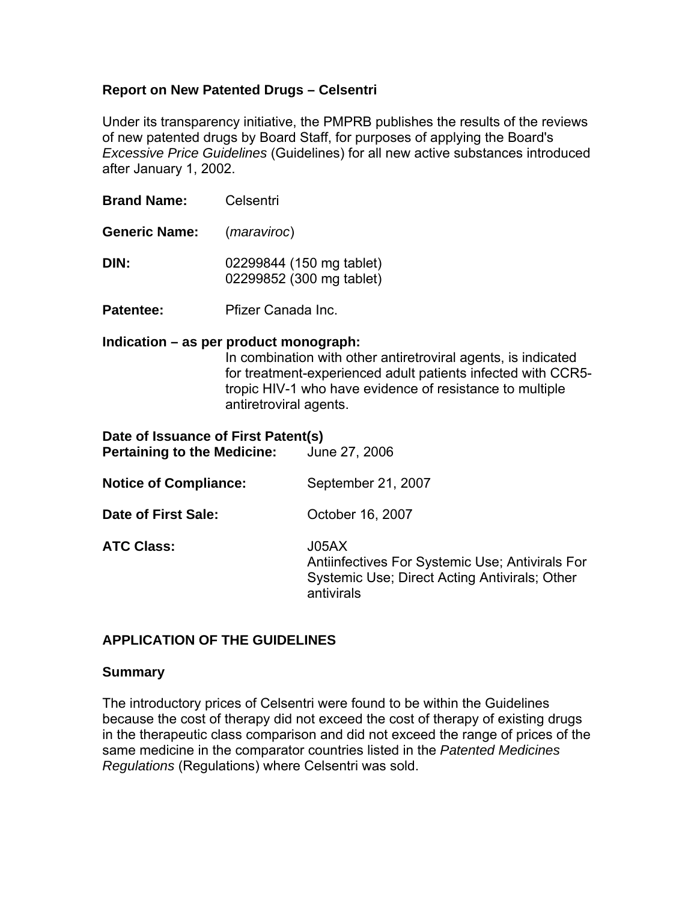# Report on New Patented Drugs – Celsentri

Under its transparency initiative, the PMPRB publishes the results of the reviews of new patented drugs by Board Staff, for purposes of applying the Board's *Excessive Price Guidelines* (Guidelines) for all new active substances introduced after January 1, 2002.

**Brand Name:** Celsentri

**Generic Name:** (*maraviroc*)

**DIN:** 02299844 (150 mg tablet)
02299852 (300 mg tablet)

**Patentee:** Pfizer Canada Inc.

**Indication – as per product monograph:**
In combination with other antiretroviral agents, is indicated for treatment-experienced adult patients infected with CCR5-tropic HIV-1 who have evidence of resistance to multiple antiretroviral agents.

**Date of Issuance of First Patent(s) Pertaining to the Medicine:** June 27, 2006

**Notice of Compliance:** September 21, 2007

**Date of First Sale:** October 16, 2007

**ATC Class:** J05AX
Antiinfectives For Systemic Use; Antivirals For Systemic Use; Direct Acting Antivirals; Other antivirals

## APPLICATION OF THE GUIDELINES

### Summary

The introductory prices of Celsentri were found to be within the Guidelines because the cost of therapy did not exceed the cost of therapy of existing drugs in the therapeutic class comparison and did not exceed the range of prices of the same medicine in the comparator countries listed in the *Patented Medicines Regulations* (Regulations) where Celsentri was sold.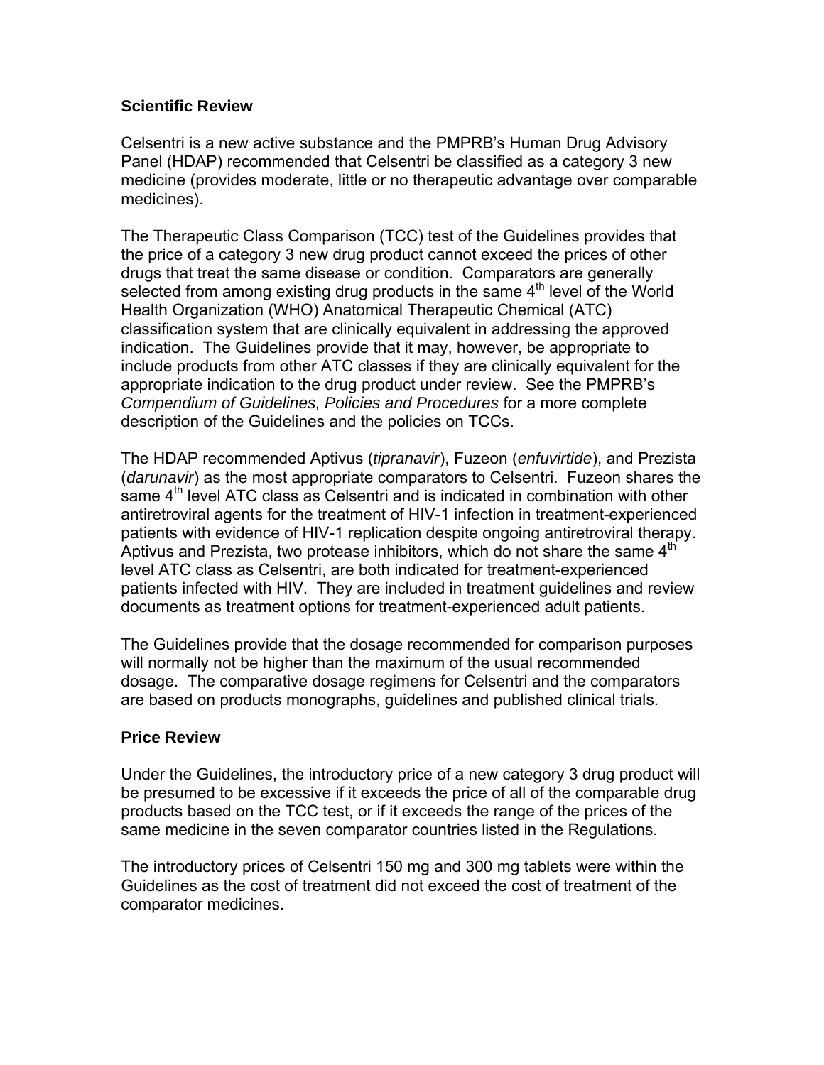## Scientific Review

Celsentri is a new active substance and the PMPRB's Human Drug Advisory Panel (HDAP) recommended that Celsentri be classified as a category 3 new medicine (provides moderate, little or no therapeutic advantage over comparable medicines).

The Therapeutic Class Comparison (TCC) test of the Guidelines provides that the price of a category 3 new drug product cannot exceed the prices of other drugs that treat the same disease or condition. Comparators are generally selected from among existing drug products in the same 4th level of the World Health Organization (WHO) Anatomical Therapeutic Chemical (ATC) classification system that are clinically equivalent in addressing the approved indication. The Guidelines provide that it may, however, be appropriate to include products from other ATC classes if they are clinically equivalent for the appropriate indication to the drug product under review. See the PMPRB's *Compendium of Guidelines, Policies and Procedures* for a more complete description of the Guidelines and the policies on TCCs.

The HDAP recommended Aptivus (*tipranavir*), Fuzeon (*enfuvirtide*), and Prezista (*darunavir*) as the most appropriate comparators to Celsentri. Fuzeon shares the same 4th level ATC class as Celsentri and is indicated in combination with other antiretroviral agents for the treatment of HIV-1 infection in treatment-experienced patients with evidence of HIV-1 replication despite ongoing antiretroviral therapy. Aptivus and Prezista, two protease inhibitors, which do not share the same 4th level ATC class as Celsentri, are both indicated for treatment-experienced patients infected with HIV. They are included in treatment guidelines and review documents as treatment options for treatment-experienced adult patients.

The Guidelines provide that the dosage recommended for comparison purposes will normally not be higher than the maximum of the usual recommended dosage. The comparative dosage regimens for Celsentri and the comparators are based on products monographs, guidelines and published clinical trials.

## Price Review

Under the Guidelines, the introductory price of a new category 3 drug product will be presumed to be excessive if it exceeds the price of all of the comparable drug products based on the TCC test, or if it exceeds the range of the prices of the same medicine in the seven comparator countries listed in the Regulations.

The introductory prices of Celsentri 150 mg and 300 mg tablets were within the Guidelines as the cost of treatment did not exceed the cost of treatment of the comparator medicines.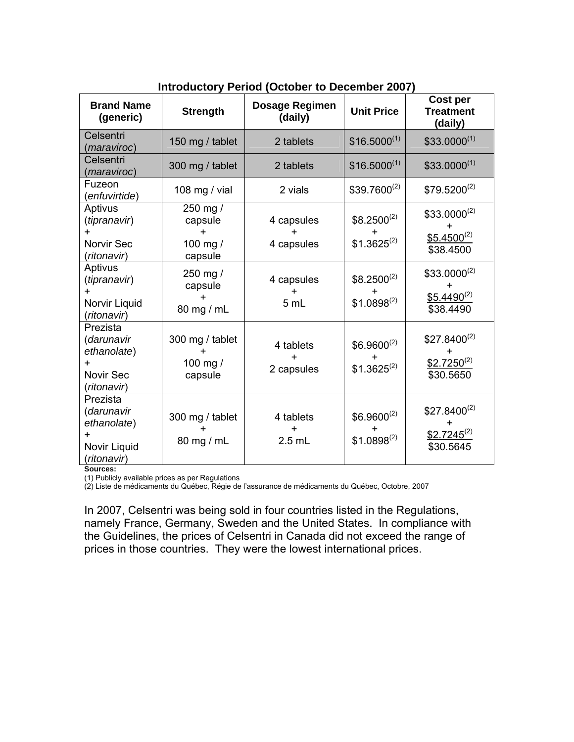**Introductory Period (October to December 2007)**

| Brand Name (generic) | Strength | Dosage Regimen (daily) | Unit Price | Cost per Treatment (daily) |
|---|---|---|---|---|
| Celsentri (*maraviroc*) | 150 mg / tablet | 2 tablets | $16.5000[1] | $33.0000[1] |
| Celsentri (*maraviroc*) | 300 mg / tablet | 2 tablets | $16.5000[1] | $33.0000[1] |
| Fuzeon (*enfuvirtide*) | 108 mg / vial | 2 vials | $39.7600[2] | $79.5200[2] |
| Aptivus (*tipranavir*) + Norvir Sec (*ritonavir*) | 250 mg / capsule + 100 mg / capsule | 4 capsules + 4 capsules | $8.2500[2] + $1.3625[2] | $33.0000[2] + $5.4500[2] $38.4500 |
| Aptivus (*tipranavir*) + Norvir Liquid (*ritonavir*) | 250 mg / capsule + 80 mg / mL | 4 capsules + 5 mL | $8.2500[2] + $1.0898[2] | $33.0000[2] + $5.4490[2] $38.4490 |
| Prezista (*darunavir ethanolate*) + Novir Sec (*ritonavir*) | 300 mg / tablet + 100 mg / capsule | 4 tablets + 2 capsules | $6.9600[2] + $1.3625[2] | $27.8400[2] + $2.7250[2] $30.5650 |
| Prezista (*darunavir ethanolate*) + Novir Liquid (*ritonavir*) | 300 mg / tablet + 80 mg / mL | 4 tablets + 2.5 mL | $6.9600[2] + $1.0898[2] | $27.8400[2] + $2.7245[2] $30.5645 |

**Sources:**
(1) Publicly available prices as per Regulations
(2) Liste de médicaments du Québec, Régie de l'assurance de médicaments du Québec, Octobre, 2007

In 2007, Celsentri was being sold in four countries listed in the Regulations, namely France, Germany, Sweden and the United States. In compliance with the Guidelines, the prices of Celsentri in Canada did not exceed the range of prices in those countries. They were the lowest international prices.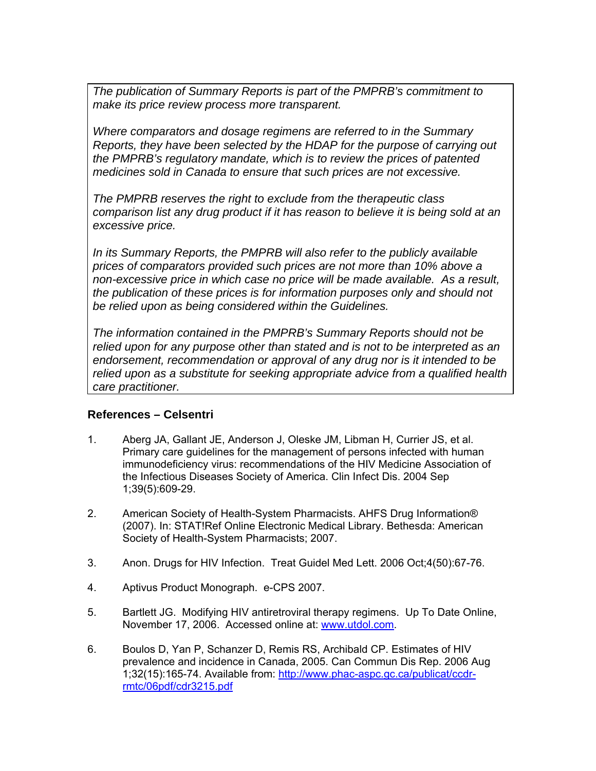*The publication of Summary Reports is part of the PMPRB's commitment to make its price review process more transparent.*

*Where comparators and dosage regimens are referred to in the Summary Reports, they have been selected by the HDAP for the purpose of carrying out the PMPRB's regulatory mandate, which is to review the prices of patented medicines sold in Canada to ensure that such prices are not excessive.*

*The PMPRB reserves the right to exclude from the therapeutic class comparison list any drug product if it has reason to believe it is being sold at an excessive price.*

*In its Summary Reports, the PMPRB will also refer to the publicly available prices of comparators provided such prices are not more than 10% above a non-excessive price in which case no price will be made available. As a result, the publication of these prices is for information purposes only and should not be relied upon as being considered within the Guidelines.*

*The information contained in the PMPRB's Summary Reports should not be relied upon for any purpose other than stated and is not to be interpreted as an endorsement, recommendation or approval of any drug nor is it intended to be relied upon as a substitute for seeking appropriate advice from a qualified health care practitioner.*

## References – Celsentri

1. Aberg JA, Gallant JE, Anderson J, Oleske JM, Libman H, Currier JS, et al. Primary care guidelines for the management of persons infected with human immunodeficiency virus: recommendations of the HIV Medicine Association of the Infectious Diseases Society of America. Clin Infect Dis. 2004 Sep 1;39(5):609-29.

2. American Society of Health-System Pharmacists. AHFS Drug Information® (2007). In: STAT!Ref Online Electronic Medical Library. Bethesda: American Society of Health-System Pharmacists; 2007.

3. Anon. Drugs for HIV Infection. Treat Guidel Med Lett. 2006 Oct;4(50):67-76.

4. Aptivus Product Monograph. e-CPS 2007.

5. Bartlett JG. Modifying HIV antiretroviral therapy regimens. Up To Date Online, November 17, 2006. Accessed online at: www.utdol.com.

6. Boulos D, Yan P, Schanzer D, Remis RS, Archibald CP. Estimates of HIV prevalence and incidence in Canada, 2005. Can Commun Dis Rep. 2006 Aug 1;32(15):165-74. Available from: http://www.phac-aspc.gc.ca/publicat/ccdr-rmtc/06pdf/cdr3215.pdf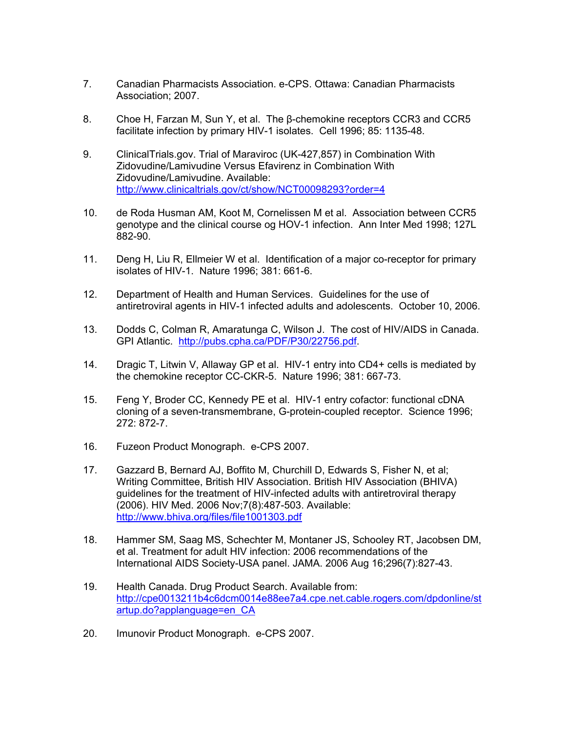7. Canadian Pharmacists Association. e-CPS. Ottawa: Canadian Pharmacists Association; 2007.

8. Choe H, Farzan M, Sun Y, et al. The β-chemokine receptors CCR3 and CCR5 facilitate infection by primary HIV-1 isolates. Cell 1996; 85: 1135-48.

9. ClinicalTrials.gov. Trial of Maraviroc (UK-427,857) in Combination With Zidovudine/Lamivudine Versus Efavirenz in Combination With Zidovudine/Lamivudine. Available: http://www.clinicaltrials.gov/ct/show/NCT00098293?order=4

10. de Roda Husman AM, Koot M, Cornelissen M et al. Association between CCR5 genotype and the clinical course og HOV-1 infection. Ann Inter Med 1998; 127L 882-90.

11. Deng H, Liu R, Ellmeier W et al. Identification of a major co-receptor for primary isolates of HIV-1. Nature 1996; 381: 661-6.

12. Department of Health and Human Services. Guidelines for the use of antiretroviral agents in HIV-1 infected adults and adolescents. October 10, 2006.

13. Dodds C, Colman R, Amaratunga C, Wilson J. The cost of HIV/AIDS in Canada. GPI Atlantic. http://pubs.cpha.ca/PDF/P30/22756.pdf.

14. Dragic T, Litwin V, Allaway GP et al. HIV-1 entry into CD4+ cells is mediated by the chemokine receptor CC-CKR-5. Nature 1996; 381: 667-73.

15. Feng Y, Broder CC, Kennedy PE et al. HIV-1 entry cofactor: functional cDNA cloning of a seven-transmembrane, G-protein-coupled receptor. Science 1996; 272: 872-7.

16. Fuzeon Product Monograph. e-CPS 2007.

17. Gazzard B, Bernard AJ, Boffito M, Churchill D, Edwards S, Fisher N, et al; Writing Committee, British HIV Association. British HIV Association (BHIVA) guidelines for the treatment of HIV-infected adults with antiretroviral therapy (2006). HIV Med. 2006 Nov;7(8):487-503. Available: http://www.bhiva.org/files/file1001303.pdf

18. Hammer SM, Saag MS, Schechter M, Montaner JS, Schooley RT, Jacobsen DM, et al. Treatment for adult HIV infection: 2006 recommendations of the International AIDS Society-USA panel. JAMA. 2006 Aug 16;296(7):827-43.

19. Health Canada. Drug Product Search. Available from: http://cpe0013211b4c6dcm0014e88ee7a4.cpe.net.cable.rogers.com/dpdonline/startup.do?applanguage=en_CA

20. Imunovir Product Monograph. e-CPS 2007.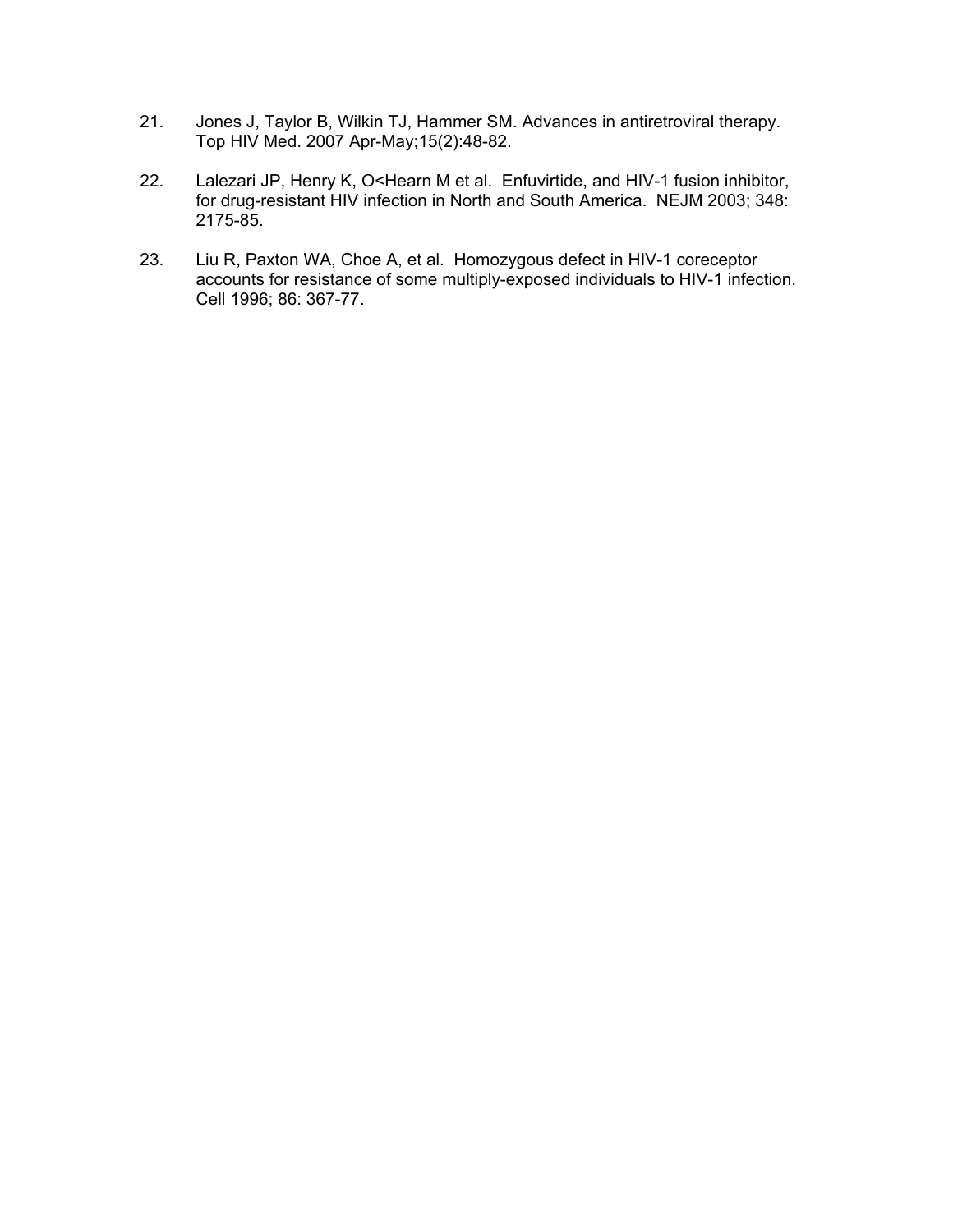21. Jones J, Taylor B, Wilkin TJ, Hammer SM. Advances in antiretroviral therapy. Top HIV Med. 2007 Apr-May;15(2):48-82.

22. Lalezari JP, Henry K, O<Hearn M et al. Enfuvirtide, and HIV-1 fusion inhibitor, for drug-resistant HIV infection in North and South America. NEJM 2003; 348: 2175-85.

23. Liu R, Paxton WA, Choe A, et al. Homozygous defect in HIV-1 coreceptor accounts for resistance of some multiply-exposed individuals to HIV-1 infection. Cell 1996; 86: 367-77.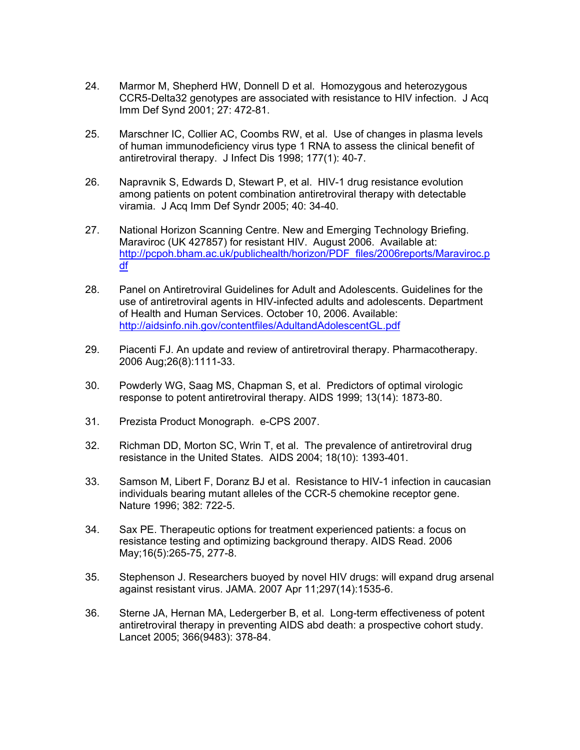24. Marmor M, Shepherd HW, Donnell D et al. Homozygous and heterozygous CCR5-Delta32 genotypes are associated with resistance to HIV infection. J Acq Imm Def Synd 2001; 27: 472-81.

25. Marschner IC, Collier AC, Coombs RW, et al. Use of changes in plasma levels of human immunodeficiency virus type 1 RNA to assess the clinical benefit of antiretroviral therapy. J Infect Dis 1998; 177(1): 40-7.

26. Napravnik S, Edwards D, Stewart P, et al. HIV-1 drug resistance evolution among patients on potent combination antiretroviral therapy with detectable viramia. J Acq Imm Def Syndr 2005; 40: 34-40.

27. National Horizon Scanning Centre. New and Emerging Technology Briefing. Maraviroc (UK 427857) for resistant HIV. August 2006. Available at: http://pcpoh.bham.ac.uk/publichealth/horizon/PDF_files/2006reports/Maraviroc.pdf

28. Panel on Antiretroviral Guidelines for Adult and Adolescents. Guidelines for the use of antiretroviral agents in HIV-infected adults and adolescents. Department of Health and Human Services. October 10, 2006. Available: http://aidsinfo.nih.gov/contentfiles/AdultandAdolescentGL.pdf

29. Piacenti FJ. An update and review of antiretroviral therapy. Pharmacotherapy. 2006 Aug;26(8):1111-33.

30. Powderly WG, Saag MS, Chapman S, et al. Predictors of optimal virologic response to potent antiretroviral therapy. AIDS 1999; 13(14): 1873-80.

31. Prezista Product Monograph. e-CPS 2007.

32. Richman DD, Morton SC, Wrin T, et al. The prevalence of antiretroviral drug resistance in the United States. AIDS 2004; 18(10): 1393-401.

33. Samson M, Libert F, Doranz BJ et al. Resistance to HIV-1 infection in caucasian individuals bearing mutant alleles of the CCR-5 chemokine receptor gene. Nature 1996; 382: 722-5.

34. Sax PE. Therapeutic options for treatment experienced patients: a focus on resistance testing and optimizing background therapy. AIDS Read. 2006 May;16(5):265-75, 277-8.

35. Stephenson J. Researchers buoyed by novel HIV drugs: will expand drug arsenal against resistant virus. JAMA. 2007 Apr 11;297(14):1535-6.

36. Sterne JA, Hernan MA, Ledergerber B, et al. Long-term effectiveness of potent antiretroviral therapy in preventing AIDS abd death: a prospective cohort study. Lancet 2005; 366(9483): 378-84.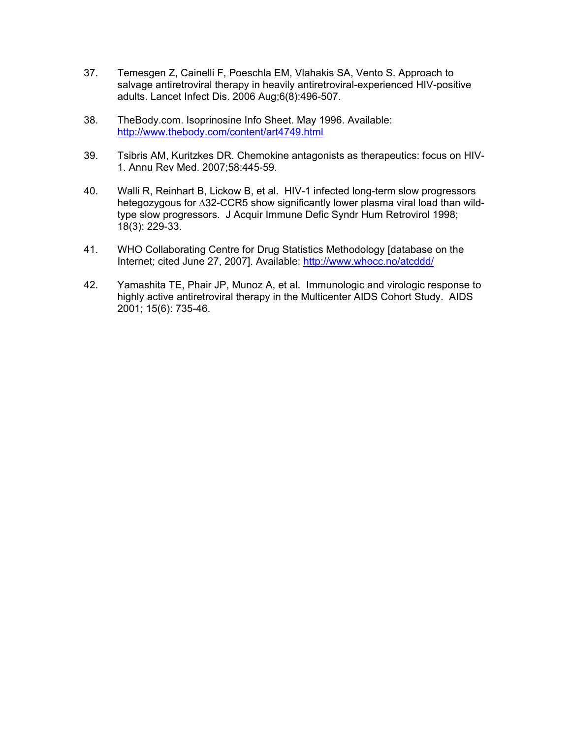37. Temesgen Z, Cainelli F, Poeschla EM, Vlahakis SA, Vento S. Approach to salvage antiretroviral therapy in heavily antiretroviral-experienced HIV-positive adults. Lancet Infect Dis. 2006 Aug;6(8):496-507.

38. TheBody.com. Isoprinosine Info Sheet. May 1996. Available: http://www.thebody.com/content/art4749.html

39. Tsibris AM, Kuritzkes DR. Chemokine antagonists as therapeutics: focus on HIV-1. Annu Rev Med. 2007;58:445-59.

40. Walli R, Reinhart B, Lickow B, et al. HIV-1 infected long-term slow progressors hetegozygous for ∆32-CCR5 show significantly lower plasma viral load than wild-type slow progressors. J Acquir Immune Defic Syndr Hum Retrovirol 1998; 18(3): 229-33.

41. WHO Collaborating Centre for Drug Statistics Methodology [database on the Internet; cited June 27, 2007]. Available: http://www.whocc.no/atcddd/

42. Yamashita TE, Phair JP, Munoz A, et al. Immunologic and virologic response to highly active antiretroviral therapy in the Multicenter AIDS Cohort Study. AIDS 2001; 15(6): 735-46.